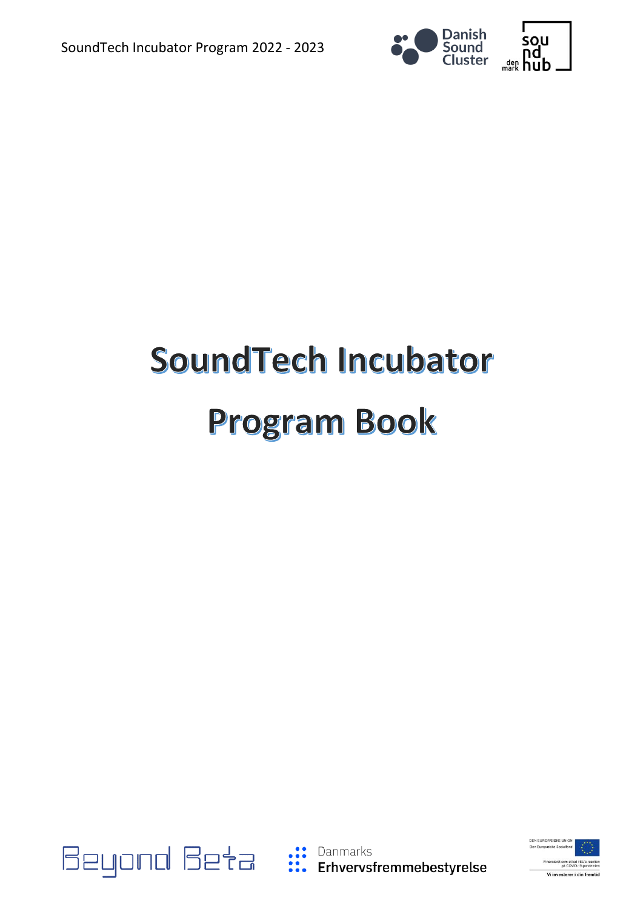# SoundTech Incubator

# Program Book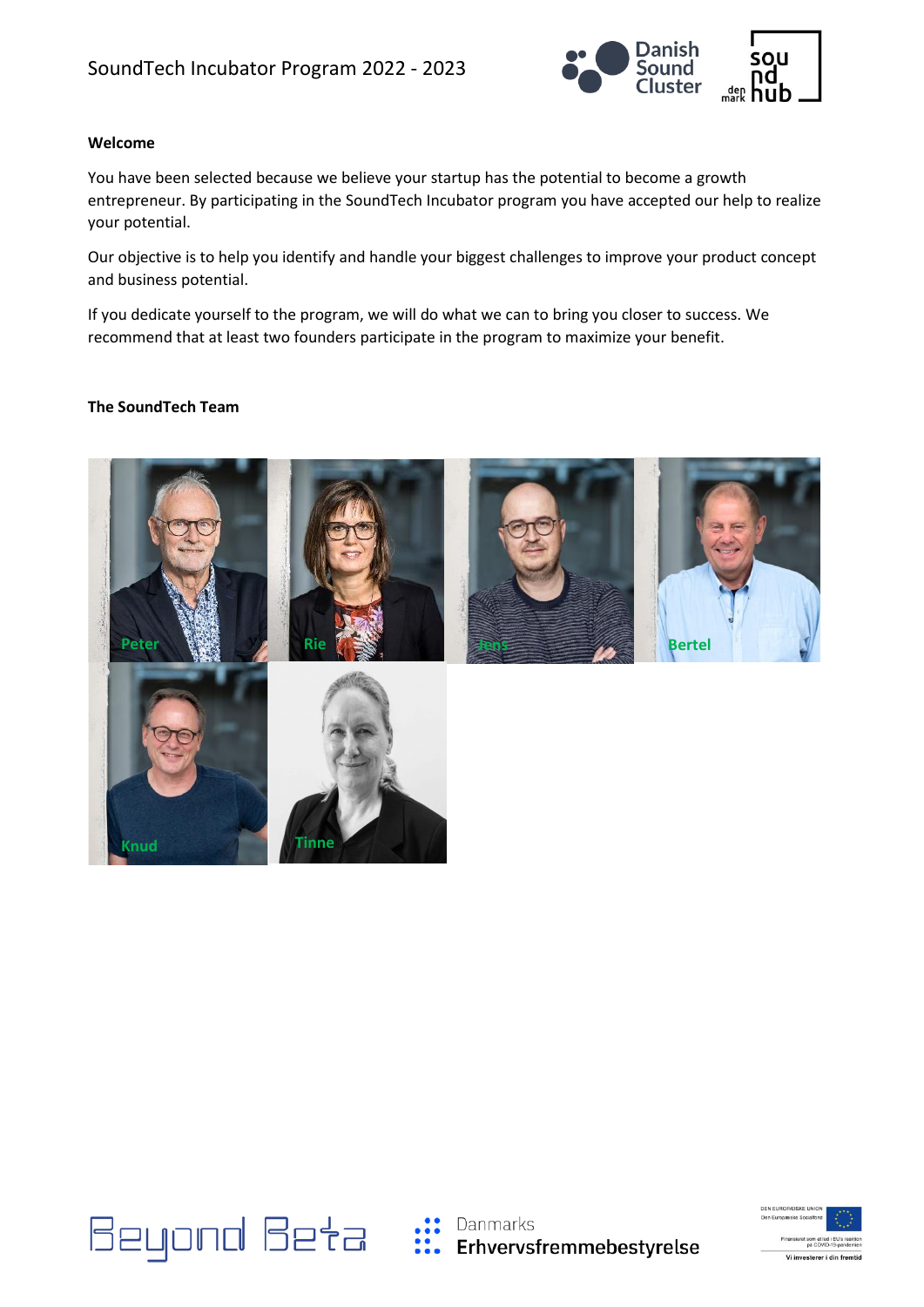**Welcome**

You have been selected because we believe your startup has the potential to become a growth entrepreneur. By participating in the SoundTech Incubator program you have accepted our help to realize your potential.

Our objective is to help you identify and handle your biggest challenges to improve your product concept and business potential.

If you dedicate yourself to the program, we will do what we can to bring you closer to success. We recommend that at least two founders participate in the program to maximize your benefit.

**The SoundTech Team**

Peter

Rie

Jens

Bertel

Knud

Tinne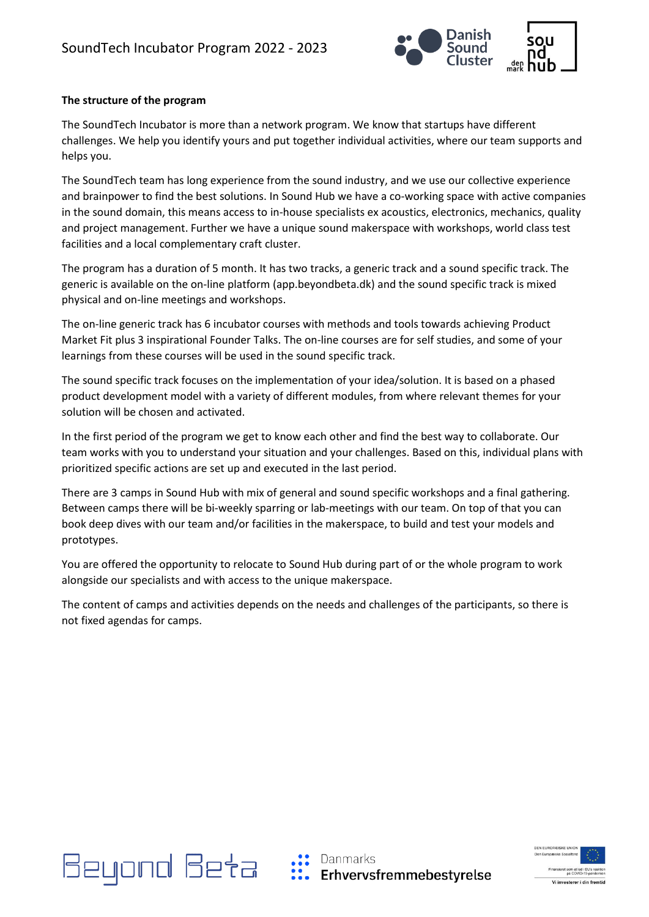**The structure of the program**

The SoundTech Incubator is more than a network program. We know that startups have different challenges. We help you identify yours and put together individual activities, where our team supports and helps you.

The SoundTech team has long experience from the sound industry, and we use our collective experience and brainpower to find the best solutions. In Sound Hub we have a co-working space with active companies in the sound domain, this means access to in-house specialists ex acoustics, electronics, mechanics, quality and project management. Further we have a unique sound makerspace with workshops, world class test facilities and a local complementary craft cluster.

The program has a duration of 5 month. It has two tracks, a generic track and a sound specific track. The generic is available on the on-line platform (app.beyondbeta.dk) and the sound specific track is mixed physical and on-line meetings and workshops.

The on-line generic track has 6 incubator courses with methods and tools towards achieving Product Market Fit plus 3 inspirational Founder Talks. The on-line courses are for self studies, and some of your learnings from these courses will be used in the sound specific track.

The sound specific track focuses on the implementation of your idea/solution. It is based on a phased product development model with a variety of different modules, from where relevant themes for your solution will be chosen and activated.

In the first period of the program we get to know each other and find the best way to collaborate. Our team works with you to understand your situation and your challenges. Based on this, individual plans with prioritized specific actions are set up and executed in the last period.

There are 3 camps in Sound Hub with mix of general and sound specific workshops and a final gathering. Between camps there will be bi-weekly sparring or lab-meetings with our team. On top of that you can book deep dives with our team and/or facilities in the makerspace, to build and test your models and prototypes.

You are offered the opportunity to relocate to Sound Hub during part of or the whole program to work alongside our specialists and with access to the unique makerspace.

The content of camps and activities depends on the needs and challenges of the participants, so there is not fixed agendas for camps.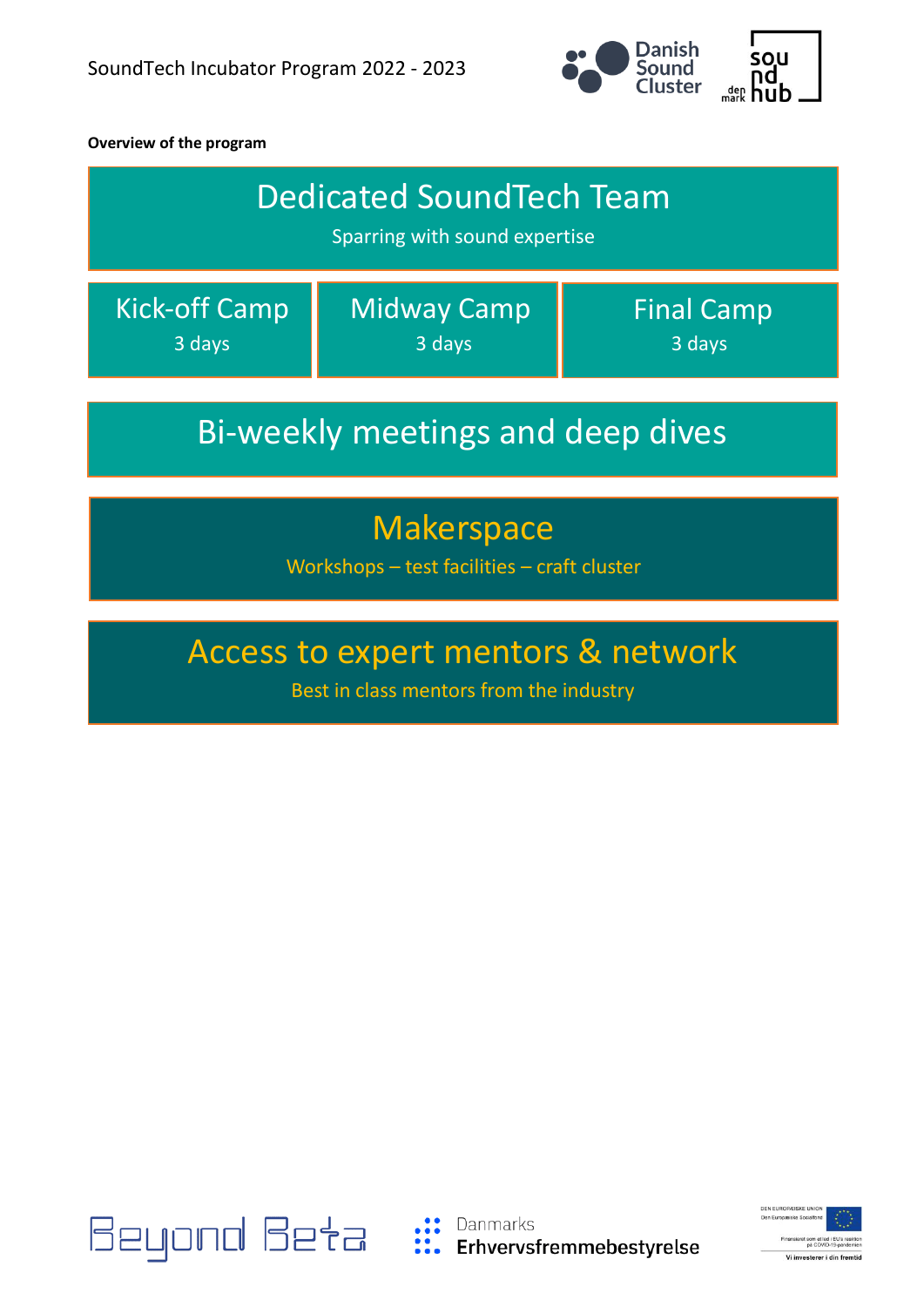**Overview of the program**

## Dedicated SoundTech Team

Sparring with sound expertise

| Kick-off Camp | Midway Camp | Final Camp |
| --- | --- | --- |
| 3 days | 3 days | 3 days |

## Bi-weekly meetings and deep dives

## Makerspace

Workshops – test facilities – craft cluster

## Access to expert mentors & network

Best in class mentors from the industry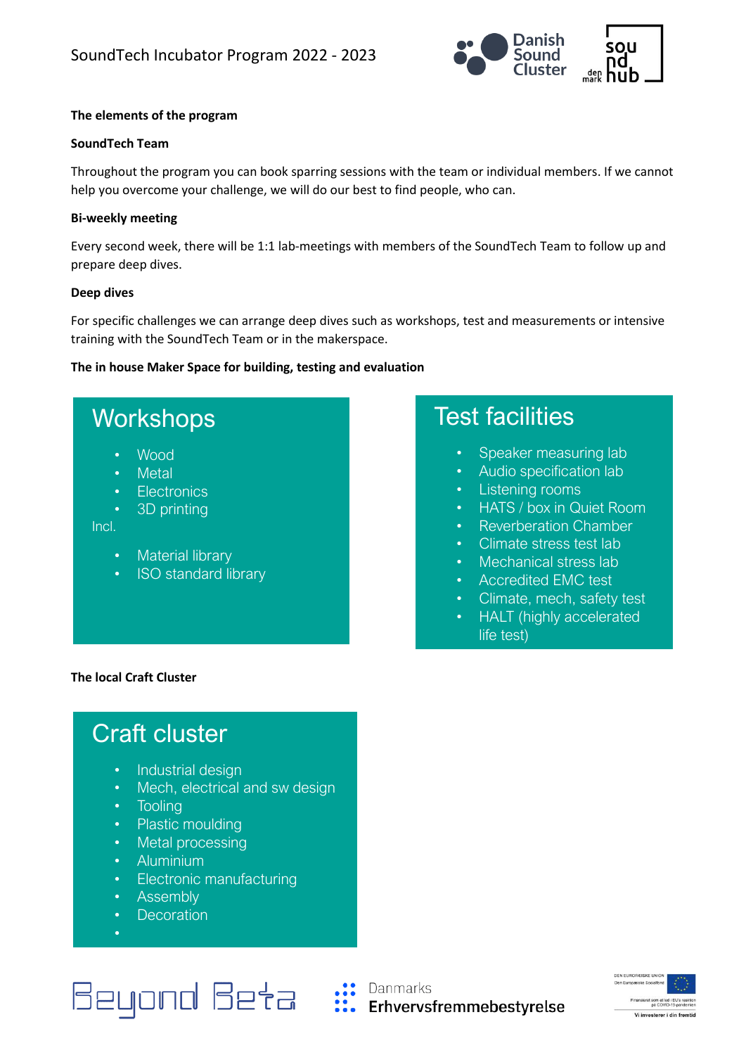**The elements of the program**

**SoundTech Team**

Throughout the program you can book sparring sessions with the team or individual members. If we cannot help you overcome your challenge, we will do our best to find people, who can.

**Bi-weekly meeting**

Every second week, there will be 1:1 lab-meetings with members of the SoundTech Team to follow up and prepare deep dives.

**Deep dives**

For specific challenges we can arrange deep dives such as workshops, test and measurements or intensive training with the SoundTech Team or in the makerspace.

**The in house Maker Space for building, testing and evaluation**

## Workshops

- Wood
- Metal
- Electronics
- 3D printing

Incl.

- Material library
- ISO standard library

## Test facilities

- Speaker measuring lab
- Audio specification lab
- Listening rooms
- HATS / box in Quiet Room
- Reverberation Chamber
- Climate stress test lab
- Mechanical stress lab
- Accredited EMC test
- Climate, mech, safety test
- HALT (highly accelerated life test)

**The local Craft Cluster**

## Craft cluster

- Industrial design
- Mech, electrical and sw design
- Tooling
- Plastic moulding
- Metal processing
- Aluminium
- Electronic manufacturing
- Assembly
- Decoration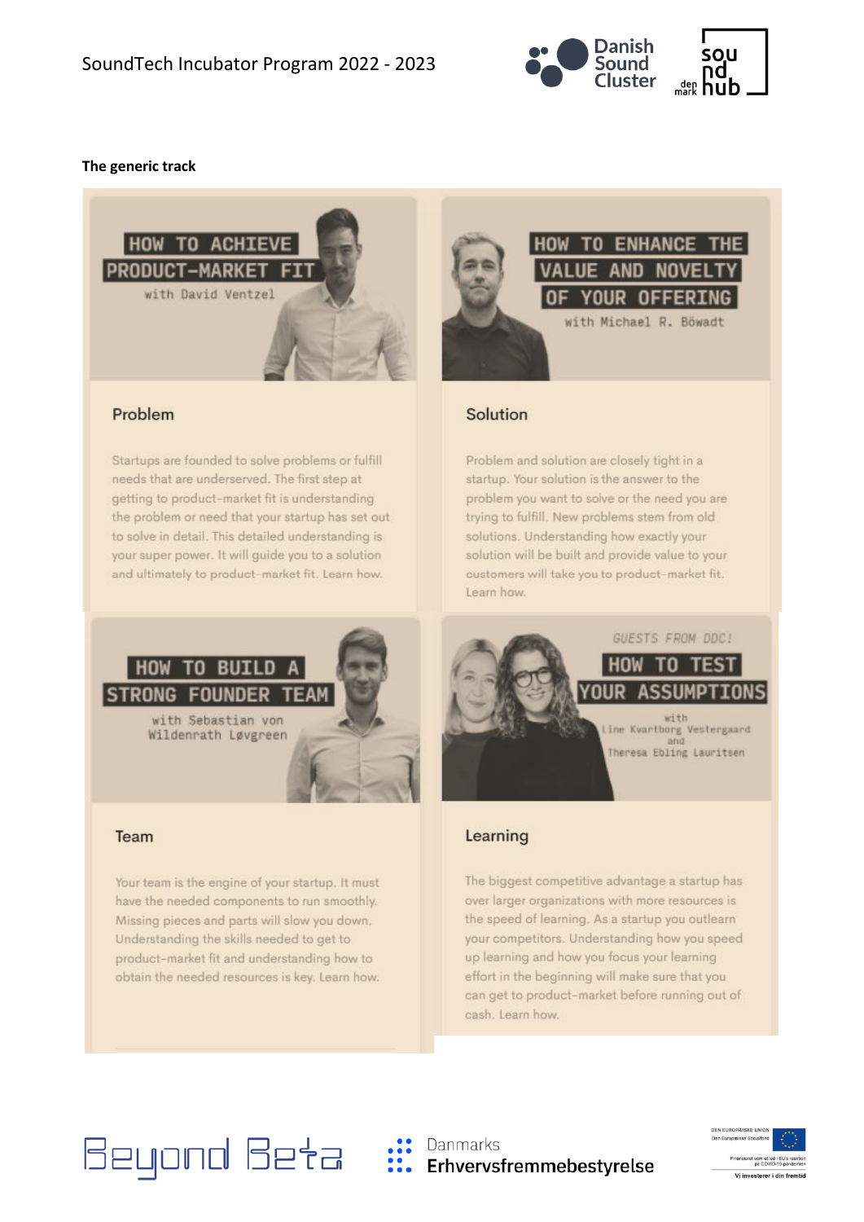**The generic track**

HOW TO ACHIEVE PRODUCT-MARKET FIT

with David Ventzel

### Problem

Startups are founded to solve problems or fulfill needs that are underserved. The first step at getting to product-market fit is understanding the problem or need that your startup has set out to solve in detail. This detailed understanding is your super power. It will guide you to a solution and ultimately to product-market fit. Learn how.

HOW TO ENHANCE THE VALUE AND NOVELTY OF YOUR OFFERING

with Michael R. Böwadt

### Solution

Problem and solution are closely tight in a startup. Your solution is the answer to the problem you want to solve or the need you are trying to fulfill. New problems stem from old solutions. Understanding how exactly your solution will be built and provide value to your customers will take you to product-market fit. Learn how.

HOW TO BUILD A STRONG FOUNDER TEAM

with Sebastian von Wildenrath Løvgreen

### Team

Your team is the engine of your startup. It must have the needed components to run smoothly. Missing pieces and parts will slow you down. Understanding the skills needed to get to product-market fit and understanding how to obtain the needed resources is key. Learn how.

GUESTS FROM DDC!

HOW TO TEST YOUR ASSUMPTIONS

with Line Kvartborg Vestergaard and Theresa Ebling Lauritsen

### Learning

The biggest competitive advantage a startup has over larger organizations with more resources is the speed of learning. As a startup you outlearn your competitors. Understanding how you speed up learning and how you focus your learning effort in the beginning will make sure that you can get to product-market before running out of cash. Learn how.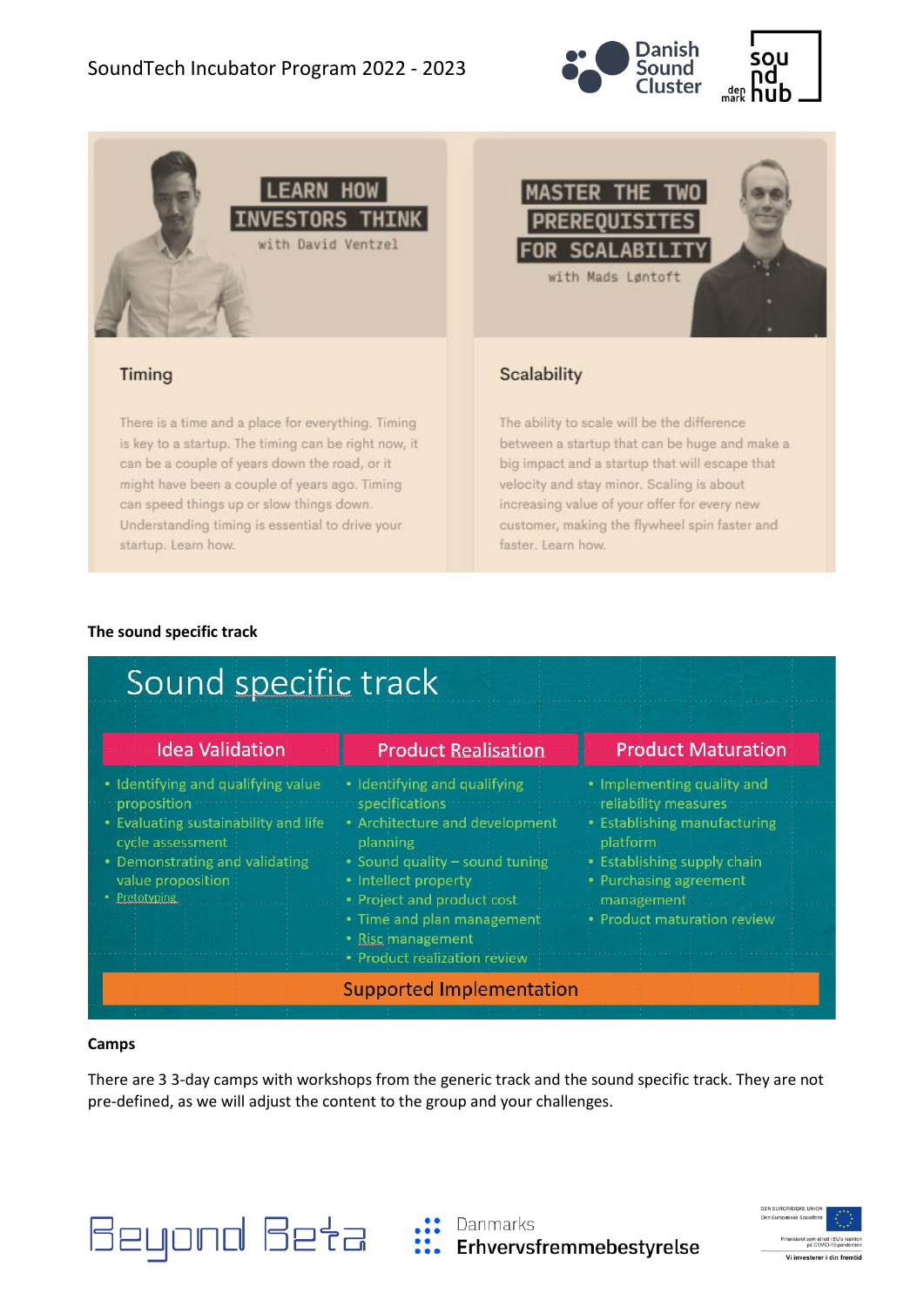LEARN HOW INVESTORS THINK

with David Ventzel

### Timing

There is a time and a place for everything. Timing is key to a startup. The timing can be right now, it can be a couple of years down the road, or it might have been a couple of years ago. Timing can speed things up or slow things down. Understanding timing is essential to drive your startup. Learn how.

MASTER THE TWO PREREQUISITES FOR SCALABILITY

with Mads Løntoft

### Scalability

The ability to scale will be the difference between a startup that can be huge and make a big impact and a startup that will escape that velocity and stay minor. Scaling is about increasing value of your offer for every new customer, making the flywheel spin faster and faster. Learn how.

**The sound specific track**

## Sound specific track

| Idea Validation | Product Realisation | Product Maturation |
|---|---|---|
| • Identifying and qualifying value proposition<br>• Evaluating sustainability and life cycle assessment<br>• Demonstrating and validating value proposition<br>• Pretotyping | • Identifying and qualifying specifications<br>• Architecture and development planning<br>• Sound quality – sound tuning<br>• Intellect property<br>• Project and product cost<br>• Time and plan management<br>• Risc management<br>• Product realization review | • Implementing quality and reliability measures<br>• Establishing manufacturing platform<br>• Establishing supply chain<br>• Purchasing agreement management<br>• Product maturation review |

Supported Implementation

**Camps**

There are 3 3-day camps with workshops from the generic track and the sound specific track. They are not pre-defined, as we will adjust the content to the group and your challenges.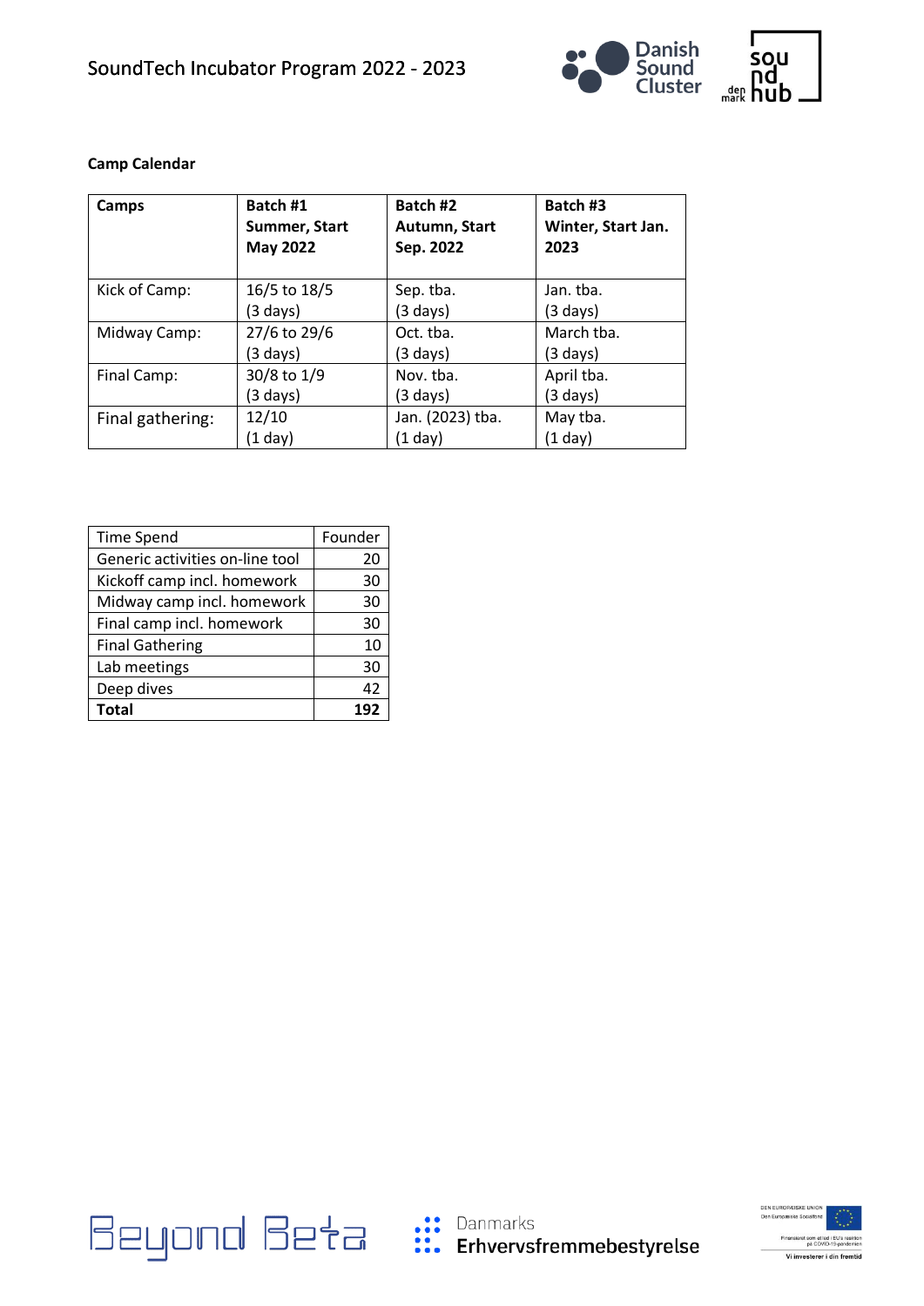**Camp Calendar**

| Camps | Batch #1 Summer, Start May 2022 | Batch #2 Autumn, Start Sep. 2022 | Batch #3 Winter, Start Jan. 2023 |
|---|---|---|---|
| Kick of Camp: | 16/5 to 18/5 (3 days) | Sep. tba. (3 days) | Jan. tba. (3 days) |
| Midway Camp: | 27/6 to 29/6 (3 days) | Oct. tba. (3 days) | March tba. (3 days) |
| Final Camp: | 30/8 to 1/9 (3 days) | Nov. tba. (3 days) | April tba. (3 days) |
| Final gathering: | 12/10 (1 day) | Jan. (2023) tba. (1 day) | May tba. (1 day) |

| Time Spend | Founder |
|---|---|
| Generic activities on-line tool | 20 |
| Kickoff camp incl. homework | 30 |
| Midway camp incl. homework | 30 |
| Final camp incl. homework | 30 |
| Final Gathering | 10 |
| Lab meetings | 30 |
| Deep dives | 42 |
| **Total** | **192** |